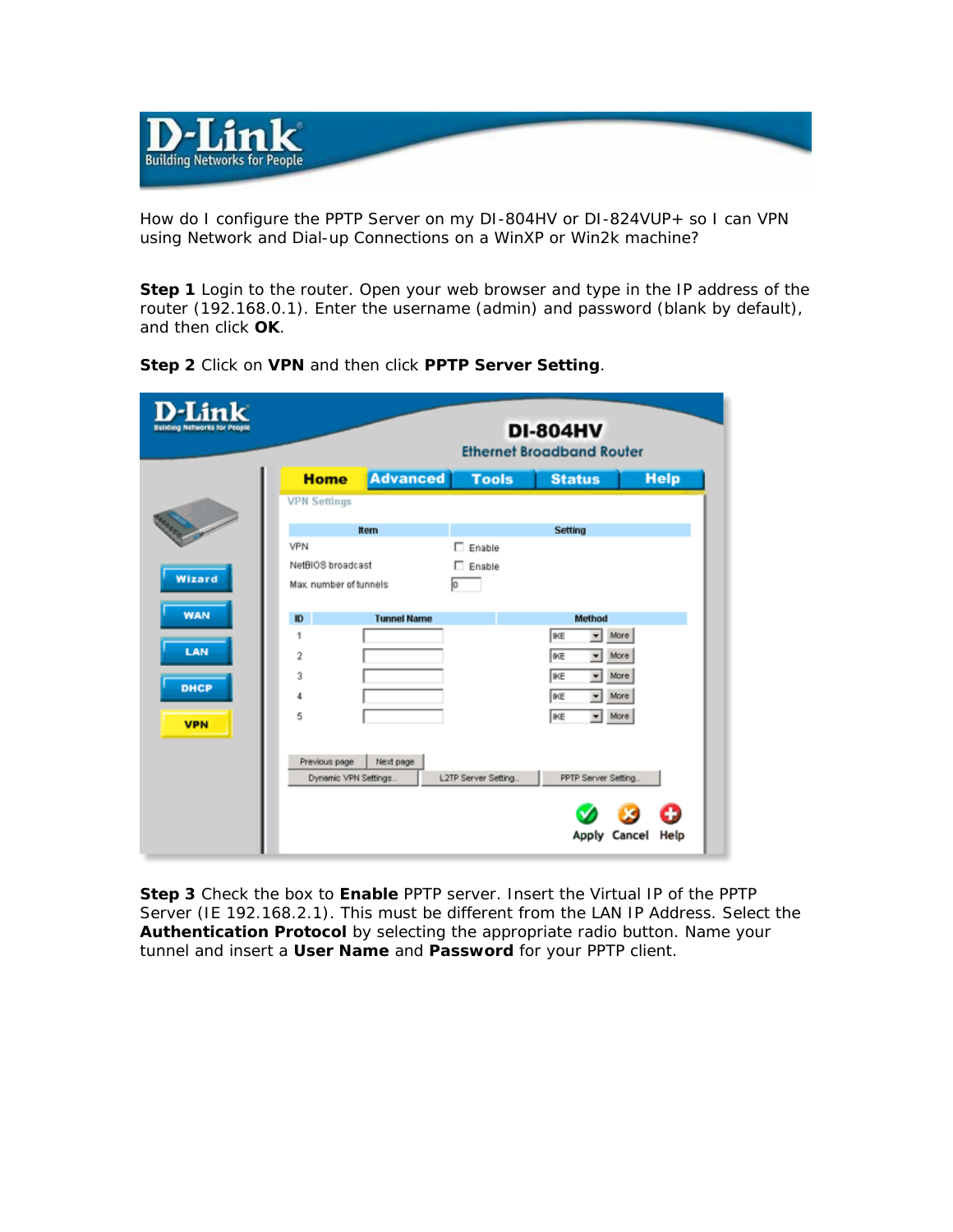How do I configure the PPTP Server on my DI-804HV or DI-824VUP+ so I can VPN using Network and Dial-up Connections on a WinXP or Win2k machine?

**Step 1** Login to the router. Open your web browser and type in the IP address of the router (192.168.0.1). Enter the username (admin) and password (blank by default), and then click **OK**.

**Step 2** Click on **VPN** and then click **PPTP Server Setting**.

**Step 3** Check the box to **Enable** PPTP server. Insert the Virtual IP of the PPTP Server (IE 192.168.2.1). This must be different from the LAN IP Address. Select the **Authentication Protocol** by selecting the appropriate radio button. Name your tunnel and insert a **User Name** and **Password** for your PPTP client.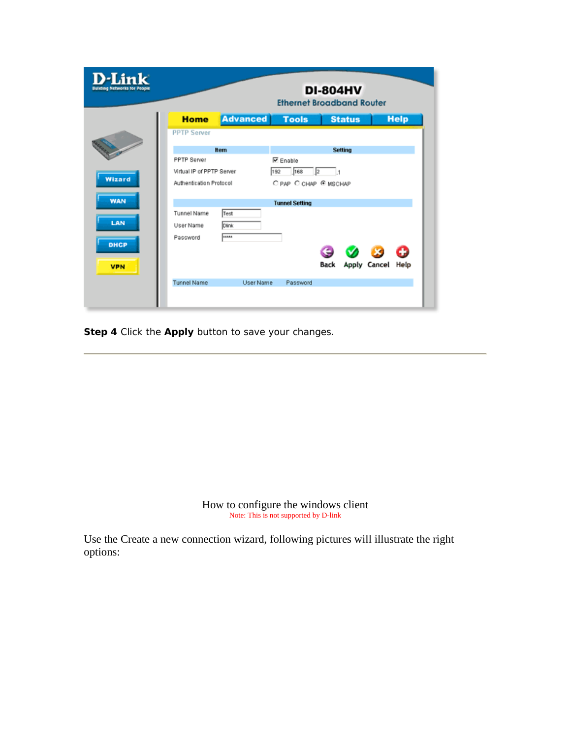**Step 4** Click the **Apply** button to save your changes.

---

How to configure the windows client

Note: This is not supported by D-link

Use the Create a new connection wizard, following pictures will illustrate the right options: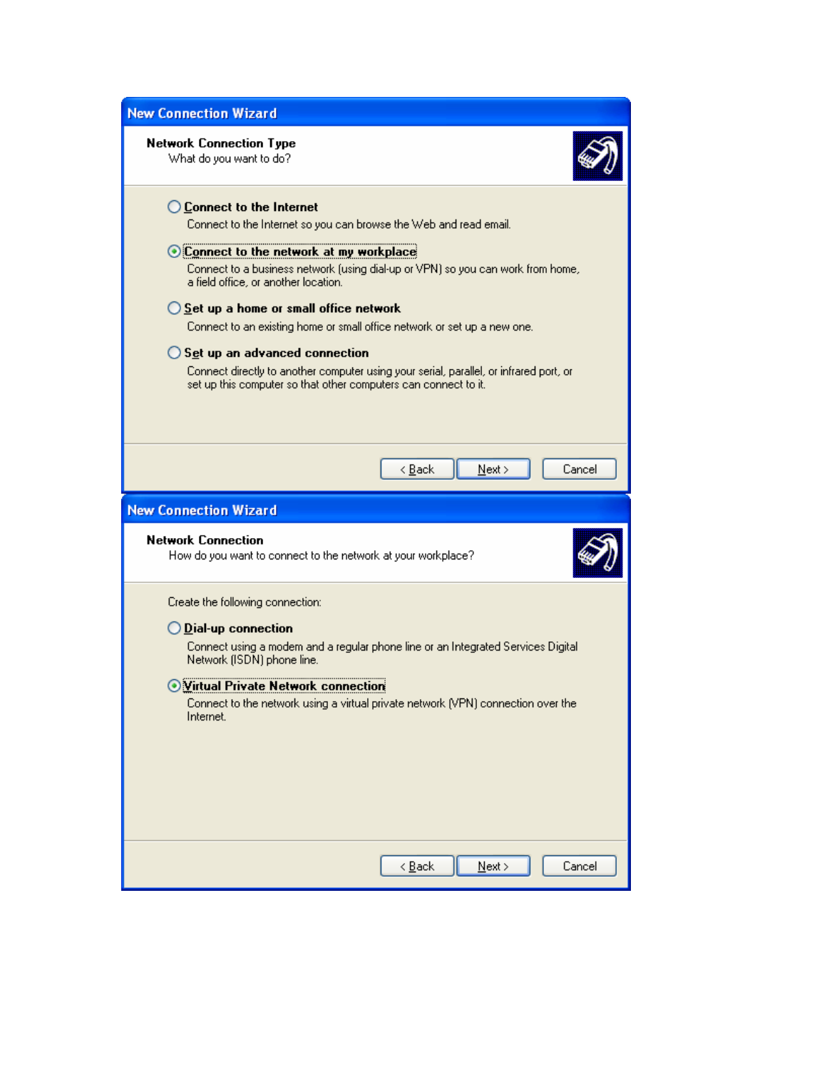**New Connection Wizard**

**Network Connection Type**

What do you want to do?

- ( ) **Connect to the Internet**

  Connect to the Internet so you can browse the Web and read email.

- (•) **Connect to the network at my workplace**

  Connect to a business network (using dial-up or VPN) so you can work from home, a field office, or another location.

- ( ) **Set up a home or small office network**

  Connect to an existing home or small office network or set up a new one.

- ( ) **Set up an advanced connection**

  Connect directly to another computer using your serial, parallel, or infrared port, or set up this computer so that other computers can connect to it.

< Back | Next > | Cancel

**New Connection Wizard**

**Network Connection**

How do you want to connect to the network at your workplace?

Create the following connection:

- ( ) **Dial-up connection**

  Connect using a modem and a regular phone line or an Integrated Services Digital Network (ISDN) phone line.

- (•) **Virtual Private Network connection**

  Connect to the network using a virtual private network (VPN) connection over the Internet.

< Back | Next > | Cancel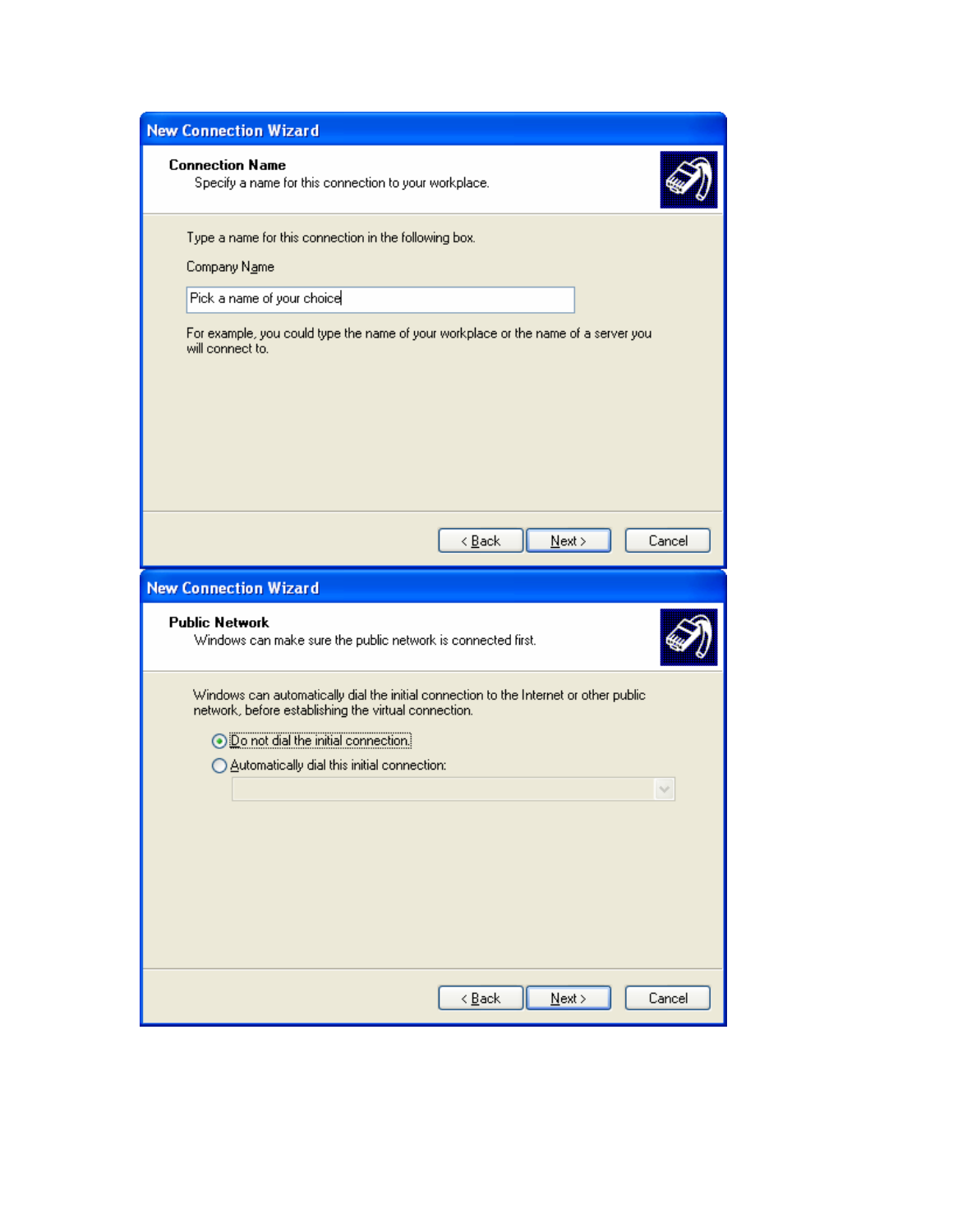**New Connection Wizard**

**Connection Name**

Specify a name for this connection to your workplace.

Type a name for this connection in the following box.

Company Name

Pick a name of your choice

For example, you could type the name of your workplace or the name of a server you will connect to.

< Back | Next > | Cancel

**New Connection Wizard**

**Public Network**

Windows can make sure the public network is connected first.

Windows can automatically dial the initial connection to the Internet or other public network, before establishing the virtual connection.

- (•) Do not dial the initial connection.
- ( ) Automatically dial this initial connection:

< Back | Next > | Cancel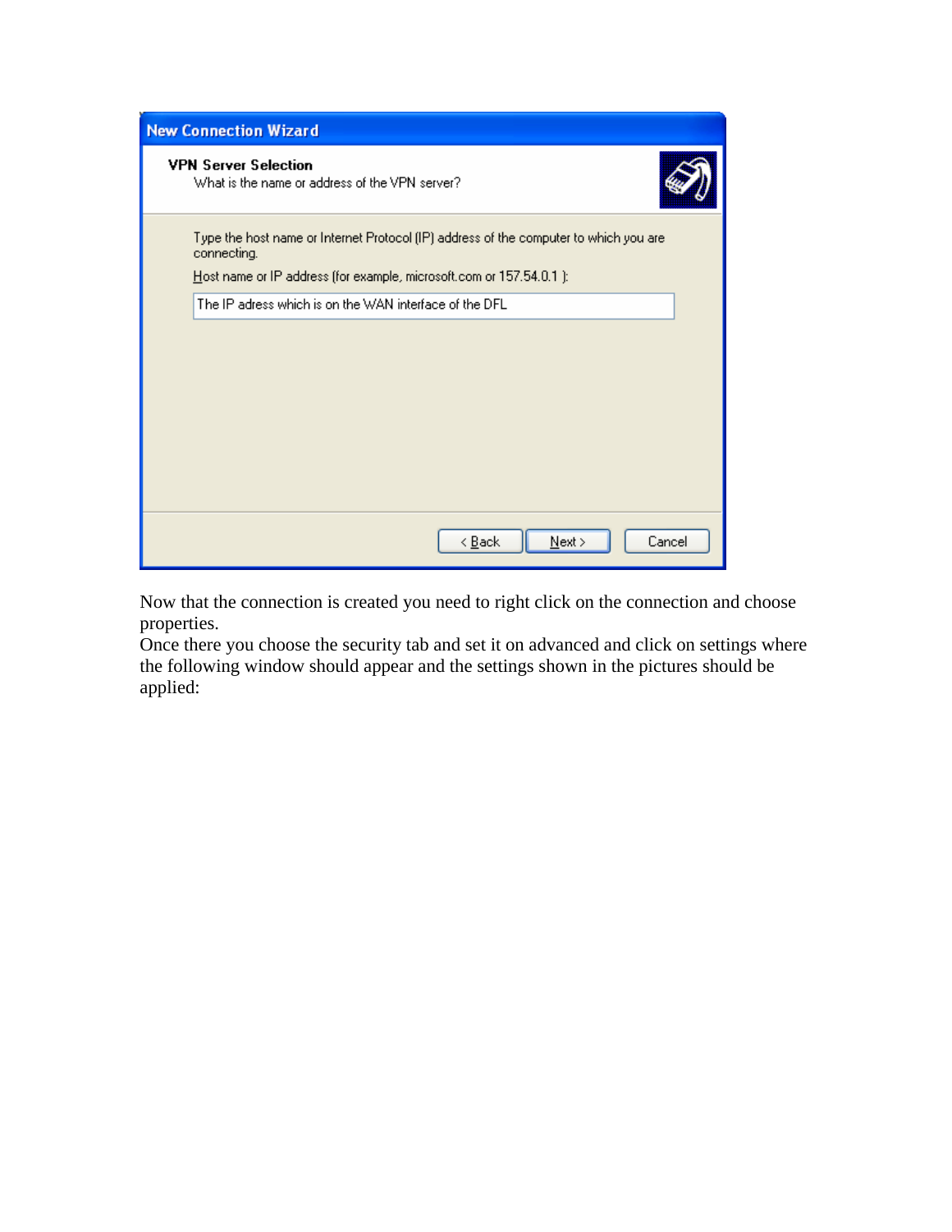**New Connection Wizard**

**VPN Server Selection**

What is the name or address of the VPN server?

Type the host name or Internet Protocol (IP) address of the computer to which you are connecting.

Host name or IP address (for example, microsoft.com or 157.54.0.1 ):

The IP adress which is on the WAN interface of the DFL

< Back | Next > | Cancel

Now that the connection is created you need to right click on the connection and choose properties.
Once there you choose the security tab and set it on advanced and click on settings where the following window should appear and the settings shown in the pictures should be applied: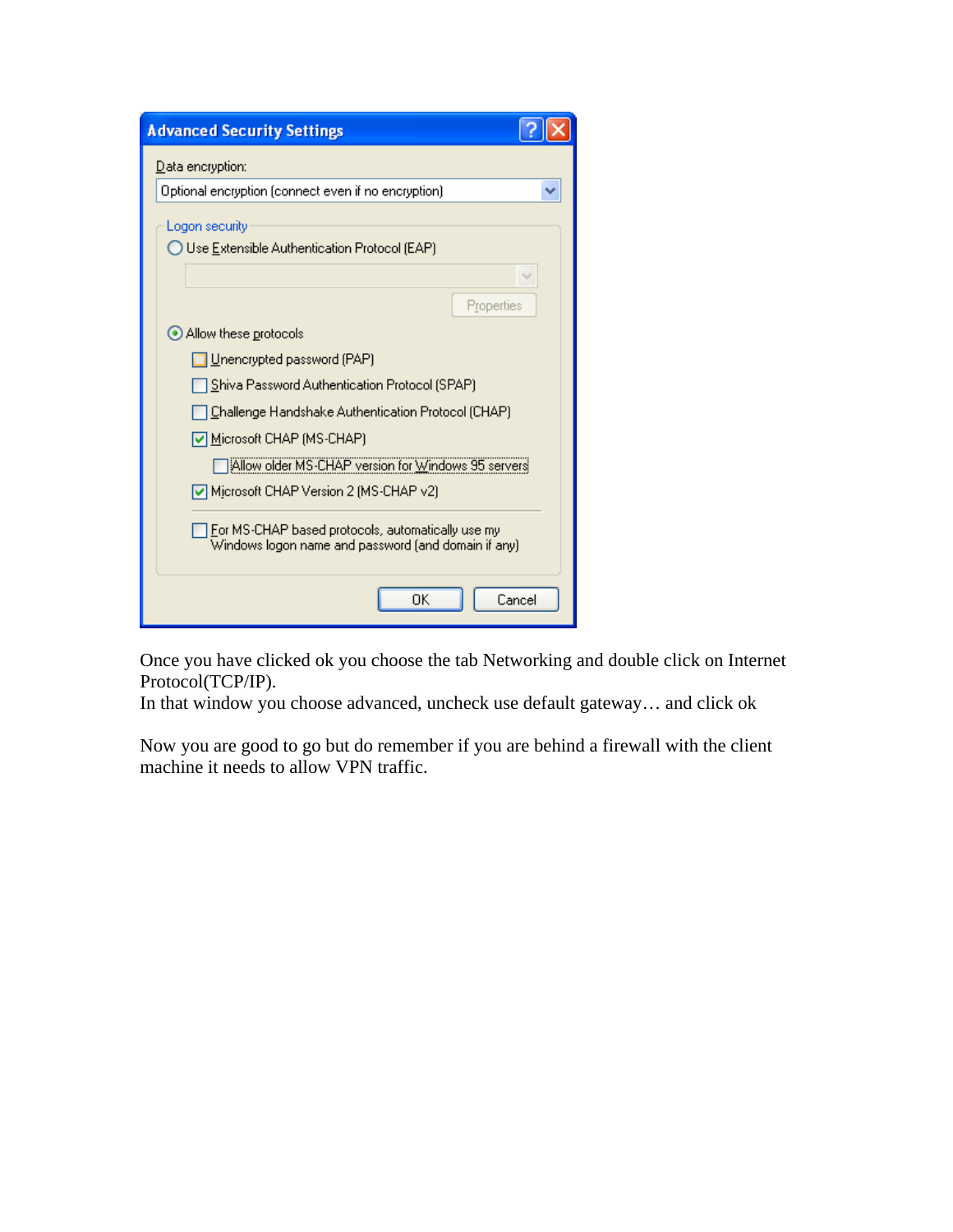Once you have clicked ok you choose the tab Networking and double click on Internet Protocol(TCP/IP).
In that window you choose advanced, uncheck use default gateway… and click ok

Now you are good to go but do remember if you are behind a firewall with the client machine it needs to allow VPN traffic.